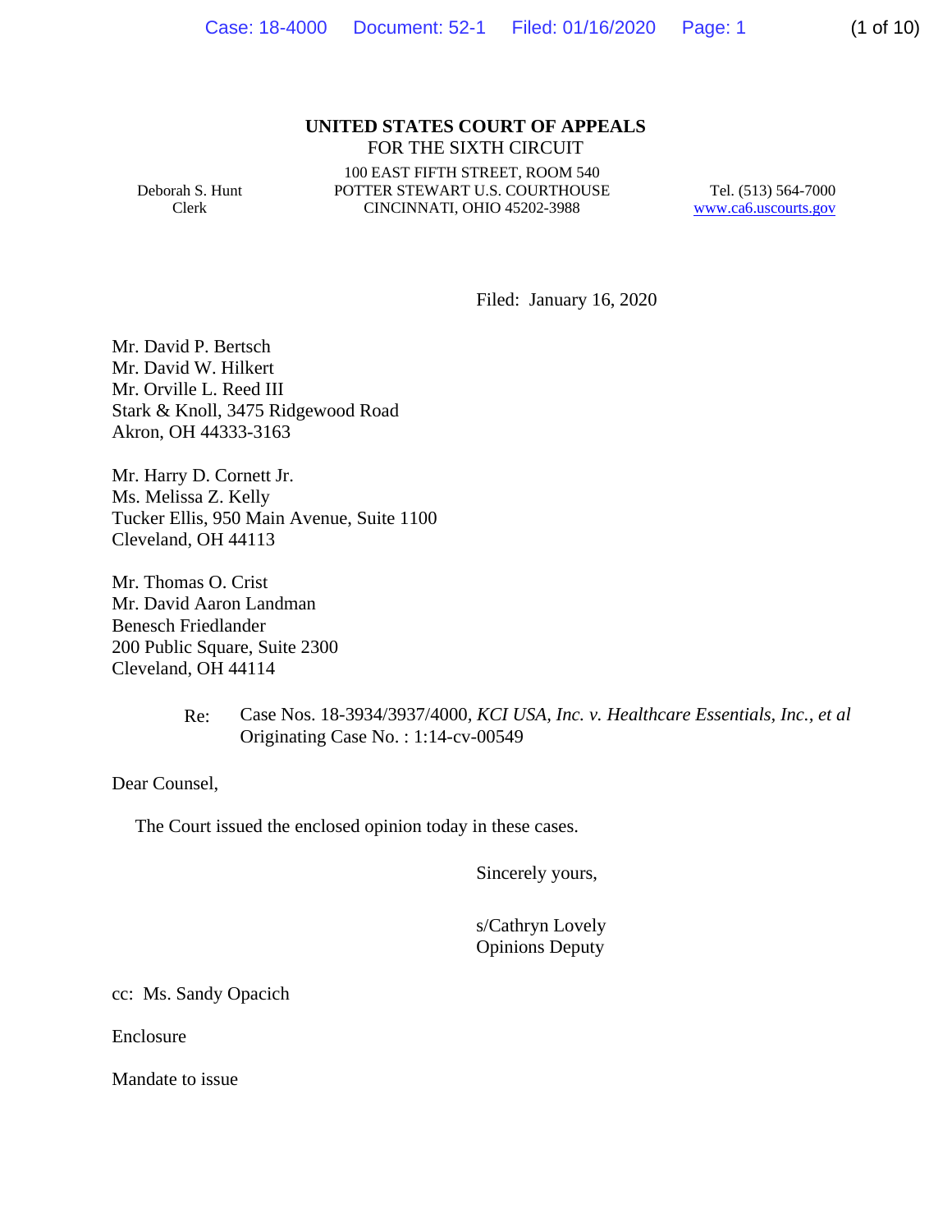**UNITED STATES COURT OF APPEALS**
FOR THE SIXTH CIRCUIT

Deborah S. Hunt
Clerk

100 EAST FIFTH STREET, ROOM 540
POTTER STEWART U.S. COURTHOUSE
CINCINNATI, OHIO 45202-3988

Tel. (513) 564-7000
www.ca6.uscourts.gov

Filed: January 16, 2020

Mr. David P. Bertsch
Mr. David W. Hilkert
Mr. Orville L. Reed III
Stark & Knoll, 3475 Ridgewood Road
Akron, OH 44333-3163

Mr. Harry D. Cornett Jr.
Ms. Melissa Z. Kelly
Tucker Ellis, 950 Main Avenue, Suite 1100
Cleveland, OH 44113

Mr. Thomas O. Crist
Mr. David Aaron Landman
Benesch Friedlander
200 Public Square, Suite 2300
Cleveland, OH 44114

Re: Case Nos. 18-3934/3937/4000, *KCI USA, Inc. v. Healthcare Essentials, Inc., et al*
Originating Case No. : 1:14-cv-00549

Dear Counsel,

The Court issued the enclosed opinion today in these cases.

Sincerely yours,

s/Cathryn Lovely
Opinions Deputy

cc: Ms. Sandy Opacich

Enclosure

Mandate to issue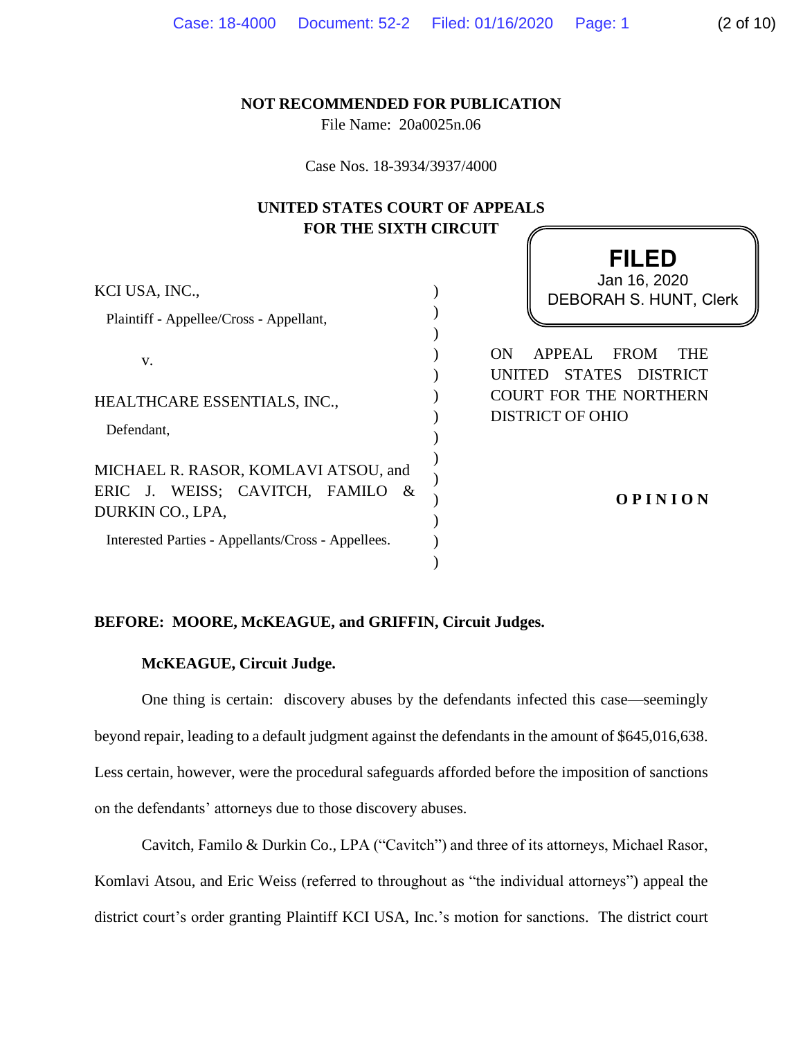NOT RECOMMENDED FOR PUBLICATION

File Name: 20a0025n.06

Case Nos. 18-3934/3937/4000

**UNITED STATES COURT OF APPEALS FOR THE SIXTH CIRCUIT**

**FILED**
Jan 16, 2020
DEBORAH S. HUNT, Clerk

KCI USA, INC.,

Plaintiff - Appellee/Cross - Appellant,

v.

HEALTHCARE ESSENTIALS, INC.,

Defendant,

MICHAEL R. RASOR, KOMLAVI ATSOU, and ERIC J. WEISS; CAVITCH, FAMILO & DURKIN CO., LPA,

Interested Parties - Appellants/Cross - Appellees.

ON APPEAL FROM THE UNITED STATES DISTRICT COURT FOR THE NORTHERN DISTRICT OF OHIO

**OPINION**

**BEFORE: MOORE, McKEAGUE, and GRIFFIN, Circuit Judges.**

**McKEAGUE, Circuit Judge.**

One thing is certain: discovery abuses by the defendants infected this case—seemingly beyond repair, leading to a default judgment against the defendants in the amount of $645,016,638. Less certain, however, were the procedural safeguards afforded before the imposition of sanctions on the defendants' attorneys due to those discovery abuses.

Cavitch, Familo & Durkin Co., LPA ("Cavitch") and three of its attorneys, Michael Rasor, Komlavi Atsou, and Eric Weiss (referred to throughout as "the individual attorneys") appeal the district court's order granting Plaintiff KCI USA, Inc.'s motion for sanctions. The district court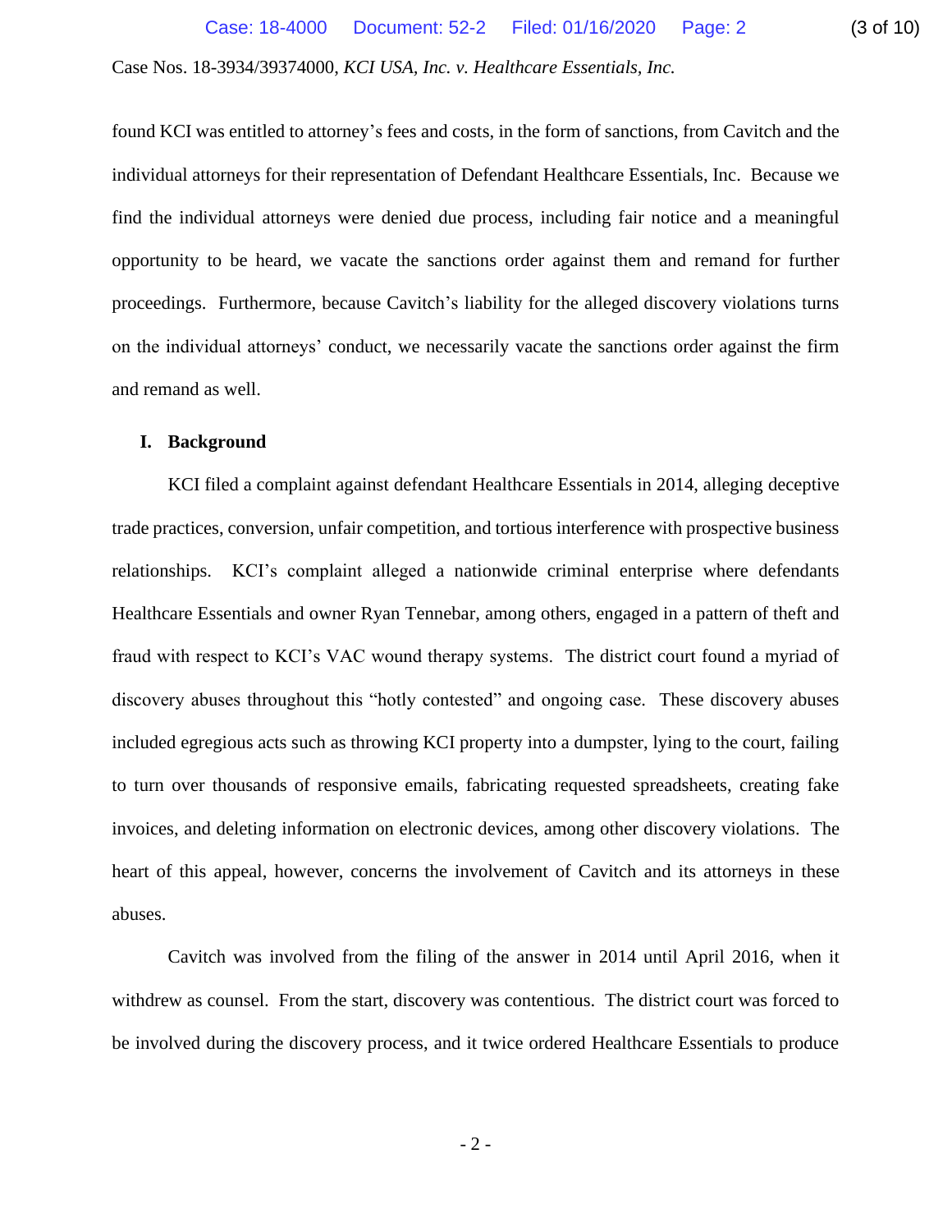found KCI was entitled to attorney's fees and costs, in the form of sanctions, from Cavitch and the individual attorneys for their representation of Defendant Healthcare Essentials, Inc. Because we find the individual attorneys were denied due process, including fair notice and a meaningful opportunity to be heard, we vacate the sanctions order against them and remand for further proceedings. Furthermore, because Cavitch's liability for the alleged discovery violations turns on the individual attorneys' conduct, we necessarily vacate the sanctions order against the firm and remand as well.

## I. Background

KCI filed a complaint against defendant Healthcare Essentials in 2014, alleging deceptive trade practices, conversion, unfair competition, and tortious interference with prospective business relationships. KCI's complaint alleged a nationwide criminal enterprise where defendants Healthcare Essentials and owner Ryan Tennebar, among others, engaged in a pattern of theft and fraud with respect to KCI's VAC wound therapy systems. The district court found a myriad of discovery abuses throughout this "hotly contested" and ongoing case. These discovery abuses included egregious acts such as throwing KCI property into a dumpster, lying to the court, failing to turn over thousands of responsive emails, fabricating requested spreadsheets, creating fake invoices, and deleting information on electronic devices, among other discovery violations. The heart of this appeal, however, concerns the involvement of Cavitch and its attorneys in these abuses.

Cavitch was involved from the filing of the answer in 2014 until April 2016, when it withdrew as counsel. From the start, discovery was contentious. The district court was forced to be involved during the discovery process, and it twice ordered Healthcare Essentials to produce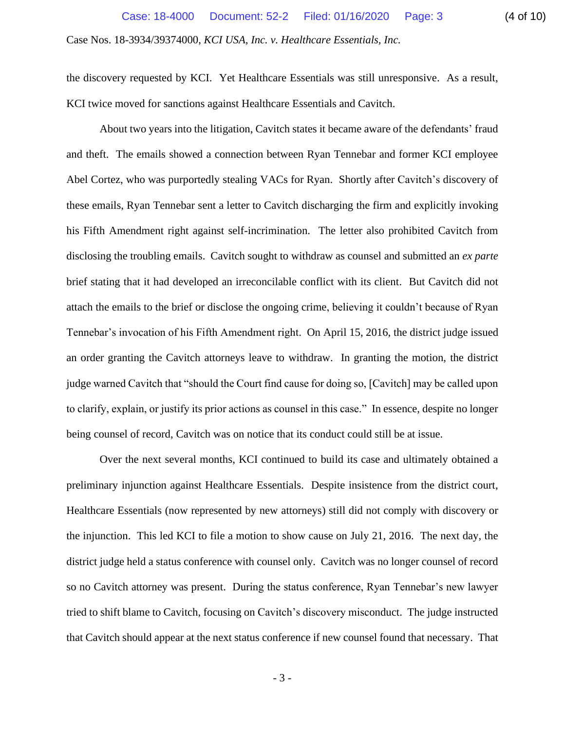the discovery requested by KCI. Yet Healthcare Essentials was still unresponsive. As a result, KCI twice moved for sanctions against Healthcare Essentials and Cavitch.

About two years into the litigation, Cavitch states it became aware of the defendants' fraud and theft. The emails showed a connection between Ryan Tennebar and former KCI employee Abel Cortez, who was purportedly stealing VACs for Ryan. Shortly after Cavitch's discovery of these emails, Ryan Tennebar sent a letter to Cavitch discharging the firm and explicitly invoking his Fifth Amendment right against self-incrimination. The letter also prohibited Cavitch from disclosing the troubling emails. Cavitch sought to withdraw as counsel and submitted an *ex parte* brief stating that it had developed an irreconcilable conflict with its client. But Cavitch did not attach the emails to the brief or disclose the ongoing crime, believing it couldn't because of Ryan Tennebar's invocation of his Fifth Amendment right. On April 15, 2016, the district judge issued an order granting the Cavitch attorneys leave to withdraw. In granting the motion, the district judge warned Cavitch that "should the Court find cause for doing so, [Cavitch] may be called upon to clarify, explain, or justify its prior actions as counsel in this case." In essence, despite no longer being counsel of record, Cavitch was on notice that its conduct could still be at issue.

Over the next several months, KCI continued to build its case and ultimately obtained a preliminary injunction against Healthcare Essentials. Despite insistence from the district court, Healthcare Essentials (now represented by new attorneys) still did not comply with discovery or the injunction. This led KCI to file a motion to show cause on July 21, 2016. The next day, the district judge held a status conference with counsel only. Cavitch was no longer counsel of record so no Cavitch attorney was present. During the status conference, Ryan Tennebar's new lawyer tried to shift blame to Cavitch, focusing on Cavitch's discovery misconduct. The judge instructed that Cavitch should appear at the next status conference if new counsel found that necessary. That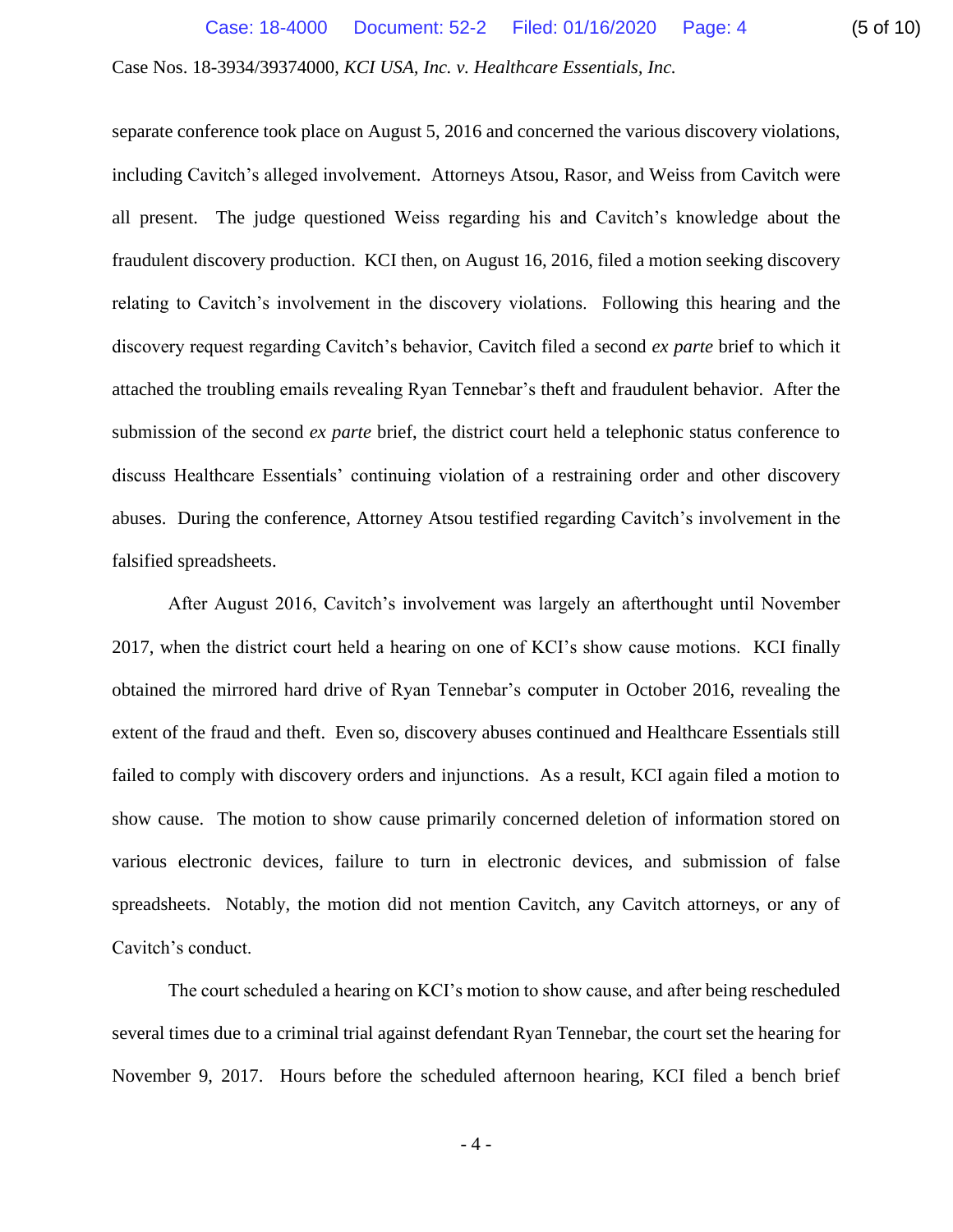separate conference took place on August 5, 2016 and concerned the various discovery violations, including Cavitch's alleged involvement. Attorneys Atsou, Rasor, and Weiss from Cavitch were all present. The judge questioned Weiss regarding his and Cavitch's knowledge about the fraudulent discovery production. KCI then, on August 16, 2016, filed a motion seeking discovery relating to Cavitch's involvement in the discovery violations. Following this hearing and the discovery request regarding Cavitch's behavior, Cavitch filed a second *ex parte* brief to which it attached the troubling emails revealing Ryan Tennebar's theft and fraudulent behavior. After the submission of the second *ex parte* brief, the district court held a telephonic status conference to discuss Healthcare Essentials' continuing violation of a restraining order and other discovery abuses. During the conference, Attorney Atsou testified regarding Cavitch's involvement in the falsified spreadsheets.

After August 2016, Cavitch's involvement was largely an afterthought until November 2017, when the district court held a hearing on one of KCI's show cause motions. KCI finally obtained the mirrored hard drive of Ryan Tennebar's computer in October 2016, revealing the extent of the fraud and theft. Even so, discovery abuses continued and Healthcare Essentials still failed to comply with discovery orders and injunctions. As a result, KCI again filed a motion to show cause. The motion to show cause primarily concerned deletion of information stored on various electronic devices, failure to turn in electronic devices, and submission of false spreadsheets. Notably, the motion did not mention Cavitch, any Cavitch attorneys, or any of Cavitch's conduct.

The court scheduled a hearing on KCI's motion to show cause, and after being rescheduled several times due to a criminal trial against defendant Ryan Tennebar, the court set the hearing for November 9, 2017. Hours before the scheduled afternoon hearing, KCI filed a bench brief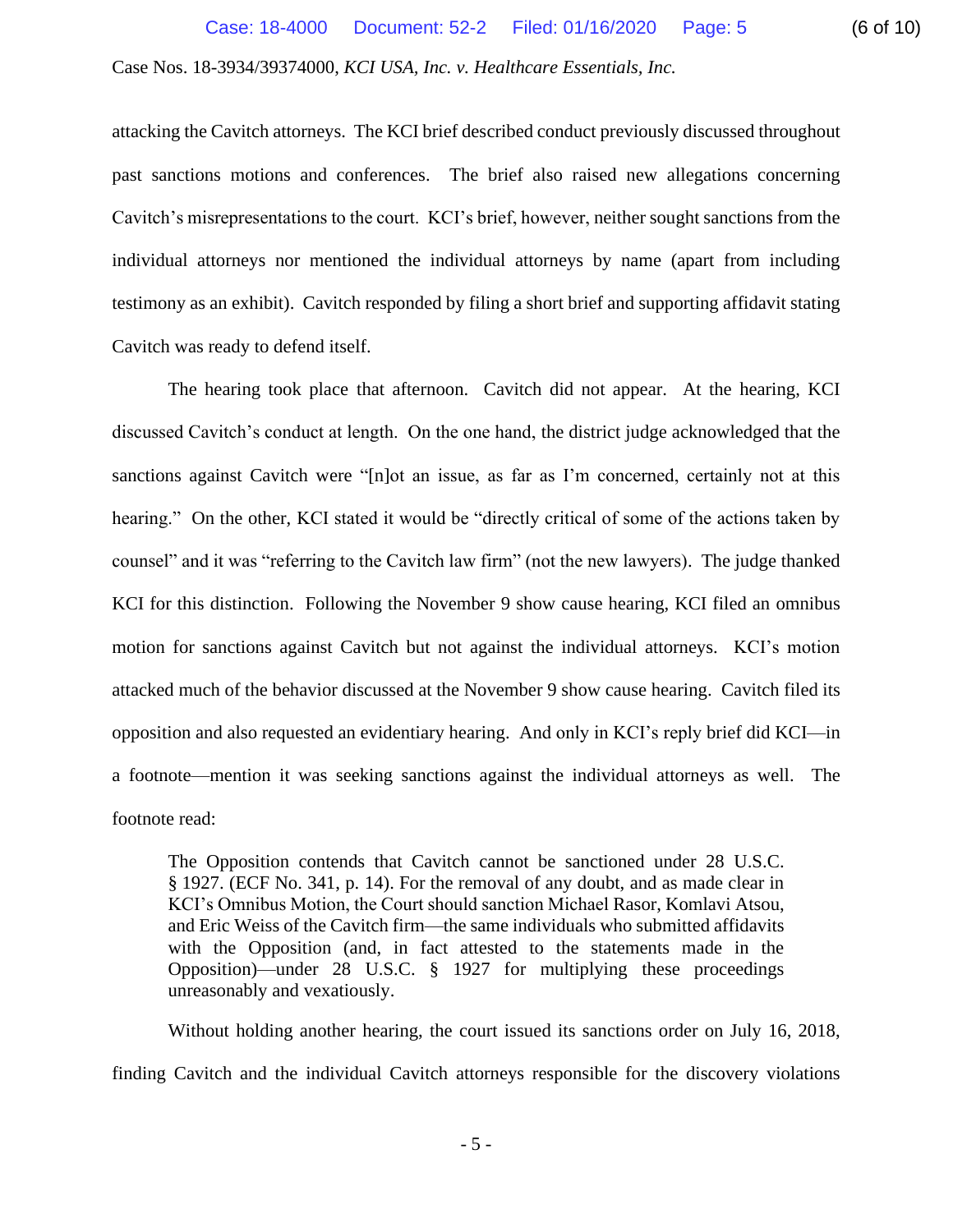attacking the Cavitch attorneys. The KCI brief described conduct previously discussed throughout past sanctions motions and conferences. The brief also raised new allegations concerning Cavitch's misrepresentations to the court. KCI's brief, however, neither sought sanctions from the individual attorneys nor mentioned the individual attorneys by name (apart from including testimony as an exhibit). Cavitch responded by filing a short brief and supporting affidavit stating Cavitch was ready to defend itself.

The hearing took place that afternoon. Cavitch did not appear. At the hearing, KCI discussed Cavitch's conduct at length. On the one hand, the district judge acknowledged that the sanctions against Cavitch were "[n]ot an issue, as far as I'm concerned, certainly not at this hearing." On the other, KCI stated it would be "directly critical of some of the actions taken by counsel" and it was "referring to the Cavitch law firm" (not the new lawyers). The judge thanked KCI for this distinction. Following the November 9 show cause hearing, KCI filed an omnibus motion for sanctions against Cavitch but not against the individual attorneys. KCI's motion attacked much of the behavior discussed at the November 9 show cause hearing. Cavitch filed its opposition and also requested an evidentiary hearing. And only in KCI's reply brief did KCI—in a footnote—mention it was seeking sanctions against the individual attorneys as well. The footnote read:

> The Opposition contends that Cavitch cannot be sanctioned under 28 U.S.C. § 1927. (ECF No. 341, p. 14). For the removal of any doubt, and as made clear in KCI's Omnibus Motion, the Court should sanction Michael Rasor, Komlavi Atsou, and Eric Weiss of the Cavitch firm—the same individuals who submitted affidavits with the Opposition (and, in fact attested to the statements made in the Opposition)—under 28 U.S.C. § 1927 for multiplying these proceedings unreasonably and vexatiously.

Without holding another hearing, the court issued its sanctions order on July 16, 2018, finding Cavitch and the individual Cavitch attorneys responsible for the discovery violations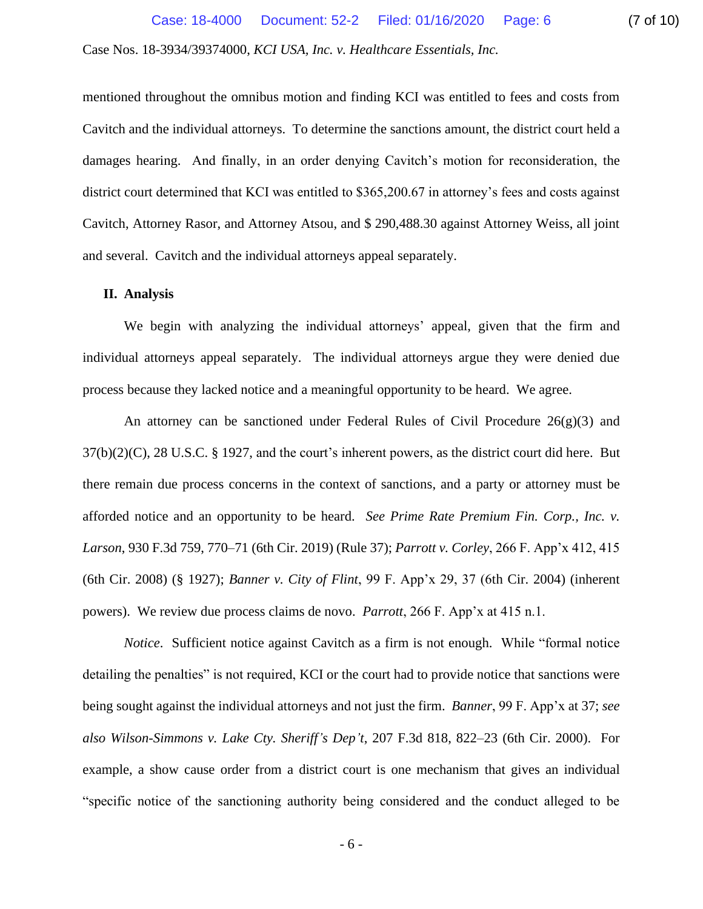mentioned throughout the omnibus motion and finding KCI was entitled to fees and costs from Cavitch and the individual attorneys. To determine the sanctions amount, the district court held a damages hearing. And finally, in an order denying Cavitch's motion for reconsideration, the district court determined that KCI was entitled to $365,200.67 in attorney's fees and costs against Cavitch, Attorney Rasor, and Attorney Atsou, and $ 290,488.30 against Attorney Weiss, all joint and several. Cavitch and the individual attorneys appeal separately.

## II. Analysis

We begin with analyzing the individual attorneys' appeal, given that the firm and individual attorneys appeal separately. The individual attorneys argue they were denied due process because they lacked notice and a meaningful opportunity to be heard. We agree.

An attorney can be sanctioned under Federal Rules of Civil Procedure 26(g)(3) and 37(b)(2)(C), 28 U.S.C. § 1927, and the court's inherent powers, as the district court did here. But there remain due process concerns in the context of sanctions, and a party or attorney must be afforded notice and an opportunity to be heard. *See Prime Rate Premium Fin. Corp., Inc. v. Larson*, 930 F.3d 759, 770–71 (6th Cir. 2019) (Rule 37); *Parrott v. Corley*, 266 F. App'x 412, 415 (6th Cir. 2008) (§ 1927); *Banner v. City of Flint*, 99 F. App'x 29, 37 (6th Cir. 2004) (inherent powers). We review due process claims de novo. *Parrott*, 266 F. App'x at 415 n.1.

*Notice*. Sufficient notice against Cavitch as a firm is not enough. While "formal notice detailing the penalties" is not required, KCI or the court had to provide notice that sanctions were being sought against the individual attorneys and not just the firm. *Banner*, 99 F. App'x at 37; *see also Wilson-Simmons v. Lake Cty. Sheriff's Dep't*, 207 F.3d 818, 822–23 (6th Cir. 2000). For example, a show cause order from a district court is one mechanism that gives an individual "specific notice of the sanctioning authority being considered and the conduct alleged to be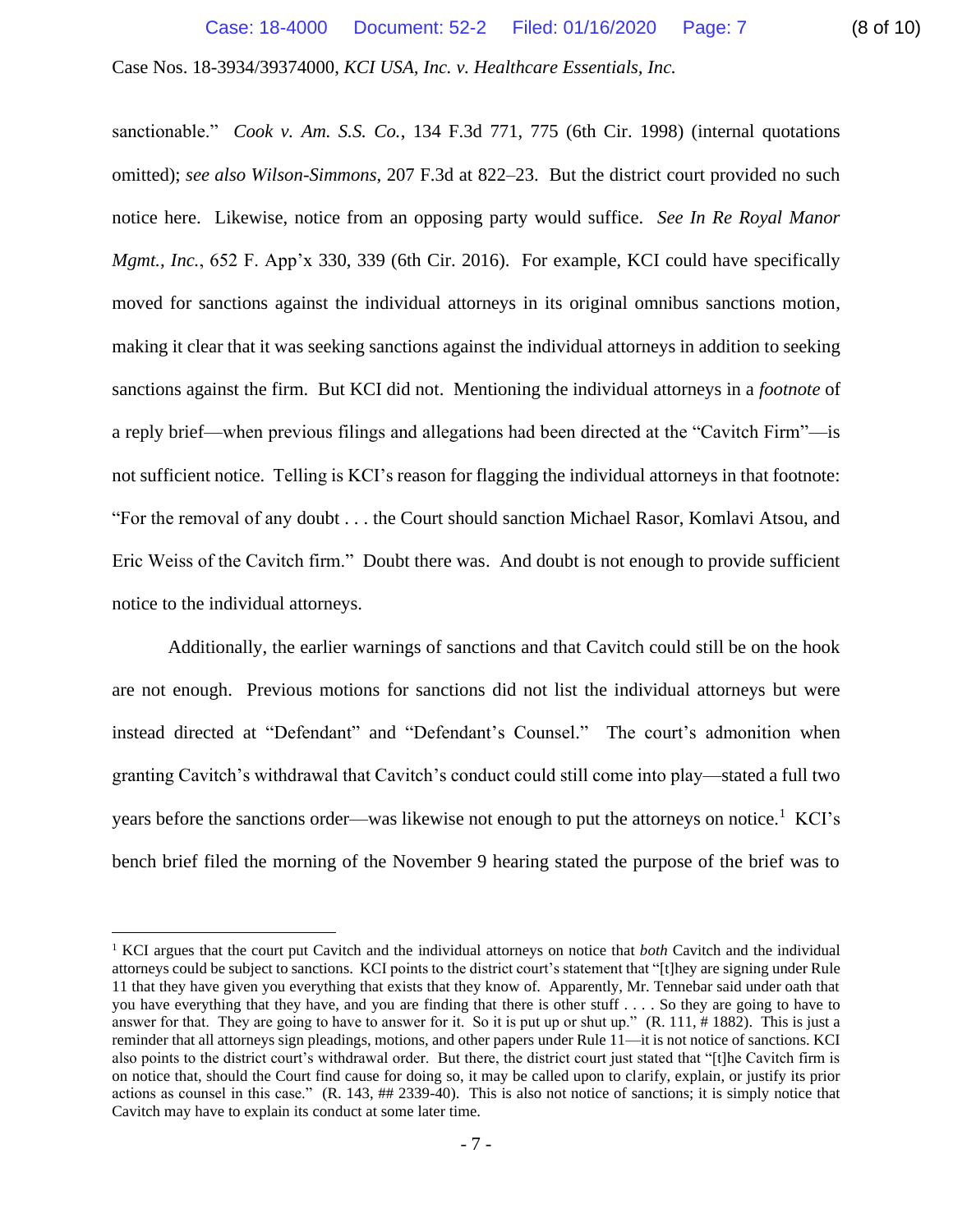sanctionable." *Cook v. Am. S.S. Co.*, 134 F.3d 771, 775 (6th Cir. 1998) (internal quotations omitted); *see also Wilson-Simmons*, 207 F.3d at 822–23. But the district court provided no such notice here. Likewise, notice from an opposing party would suffice. *See In Re Royal Manor Mgmt., Inc.*, 652 F. App'x 330, 339 (6th Cir. 2016). For example, KCI could have specifically moved for sanctions against the individual attorneys in its original omnibus sanctions motion, making it clear that it was seeking sanctions against the individual attorneys in addition to seeking sanctions against the firm. But KCI did not. Mentioning the individual attorneys in a *footnote* of a reply brief—when previous filings and allegations had been directed at the "Cavitch Firm"—is not sufficient notice. Telling is KCI's reason for flagging the individual attorneys in that footnote: "For the removal of any doubt . . . the Court should sanction Michael Rasor, Komlavi Atsou, and Eric Weiss of the Cavitch firm." Doubt there was. And doubt is not enough to provide sufficient notice to the individual attorneys.

Additionally, the earlier warnings of sanctions and that Cavitch could still be on the hook are not enough. Previous motions for sanctions did not list the individual attorneys but were instead directed at "Defendant" and "Defendant's Counsel." The court's admonition when granting Cavitch's withdrawal that Cavitch's conduct could still come into play—stated a full two years before the sanctions order—was likewise not enough to put the attorneys on notice.[1] KCI's bench brief filed the morning of the November 9 hearing stated the purpose of the brief was to

[1] KCI argues that the court put Cavitch and the individual attorneys on notice that *both* Cavitch and the individual attorneys could be subject to sanctions. KCI points to the district court's statement that "[t]hey are signing under Rule 11 that they have given you everything that exists that they know of. Apparently, Mr. Tennebar said under oath that you have everything that they have, and you are finding that there is other stuff . . . . So they are going to have to answer for that. They are going to have to answer for it. So it is put up or shut up." (R. 111, # 1882). This is just a reminder that all attorneys sign pleadings, motions, and other papers under Rule 11—it is not notice of sanctions. KCI also points to the district court's withdrawal order. But there, the district court just stated that "[t]he Cavitch firm is on notice that, should the Court find cause for doing so, it may be called upon to clarify, explain, or justify its prior actions as counsel in this case." (R. 143, ## 2339-40). This is also not notice of sanctions; it is simply notice that Cavitch may have to explain its conduct at some later time.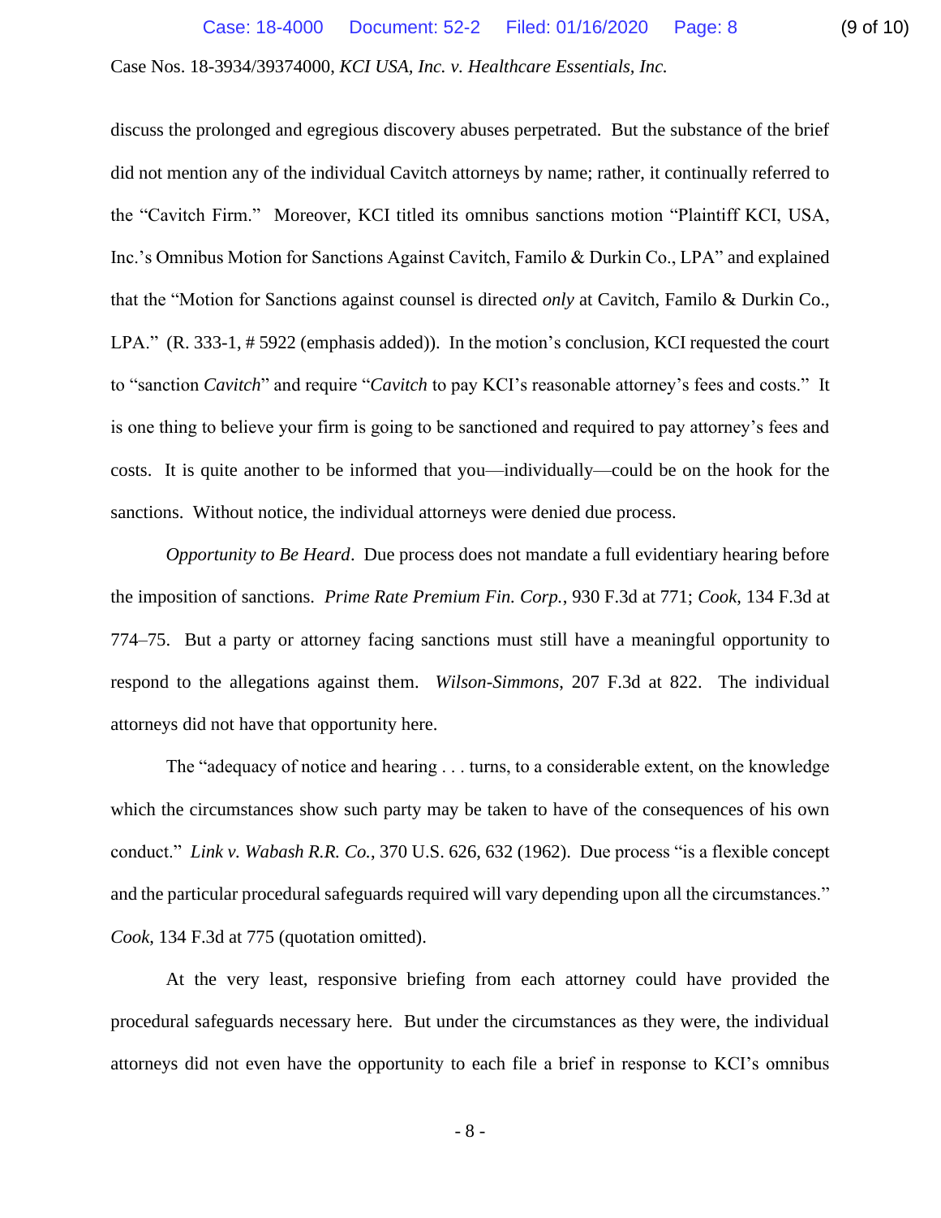discuss the prolonged and egregious discovery abuses perpetrated. But the substance of the brief did not mention any of the individual Cavitch attorneys by name; rather, it continually referred to the "Cavitch Firm." Moreover, KCI titled its omnibus sanctions motion "Plaintiff KCI, USA, Inc.'s Omnibus Motion for Sanctions Against Cavitch, Familo & Durkin Co., LPA" and explained that the "Motion for Sanctions against counsel is directed *only* at Cavitch, Familo & Durkin Co., LPA." (R. 333-1, # 5922 (emphasis added)). In the motion's conclusion, KCI requested the court to "sanction *Cavitch*" and require "*Cavitch* to pay KCI's reasonable attorney's fees and costs." It is one thing to believe your firm is going to be sanctioned and required to pay attorney's fees and costs. It is quite another to be informed that you—individually—could be on the hook for the sanctions. Without notice, the individual attorneys were denied due process.

*Opportunity to Be Heard*. Due process does not mandate a full evidentiary hearing before the imposition of sanctions. *Prime Rate Premium Fin. Corp.*, 930 F.3d at 771; *Cook*, 134 F.3d at 774–75. But a party or attorney facing sanctions must still have a meaningful opportunity to respond to the allegations against them. *Wilson-Simmons*, 207 F.3d at 822. The individual attorneys did not have that opportunity here.

The "adequacy of notice and hearing . . . turns, to a considerable extent, on the knowledge which the circumstances show such party may be taken to have of the consequences of his own conduct." *Link v. Wabash R.R. Co.*, 370 U.S. 626, 632 (1962). Due process "is a flexible concept and the particular procedural safeguards required will vary depending upon all the circumstances." *Cook*, 134 F.3d at 775 (quotation omitted).

At the very least, responsive briefing from each attorney could have provided the procedural safeguards necessary here. But under the circumstances as they were, the individual attorneys did not even have the opportunity to each file a brief in response to KCI's omnibus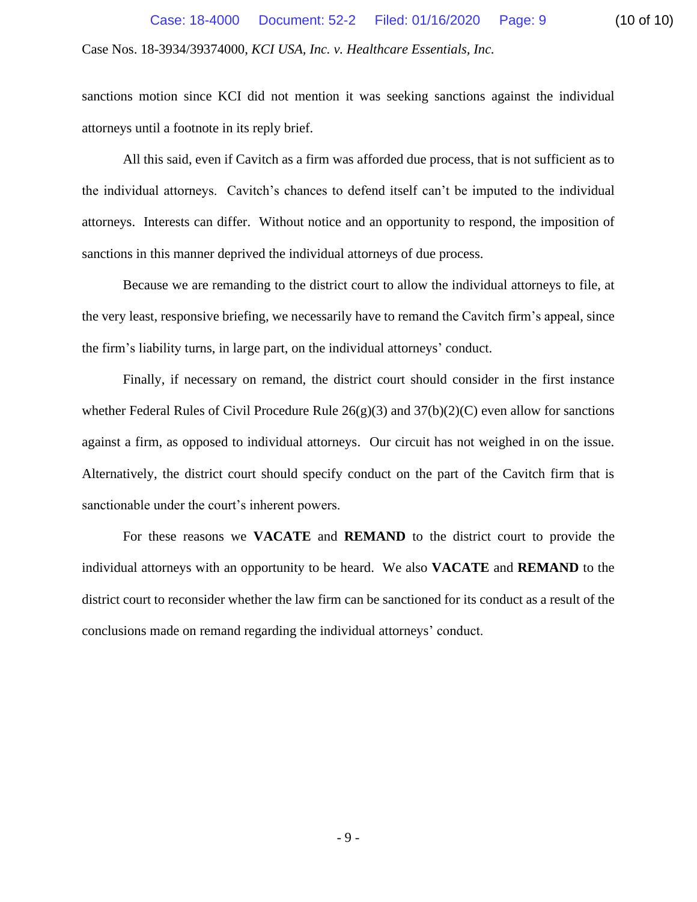sanctions motion since KCI did not mention it was seeking sanctions against the individual attorneys until a footnote in its reply brief.

All this said, even if Cavitch as a firm was afforded due process, that is not sufficient as to the individual attorneys. Cavitch's chances to defend itself can't be imputed to the individual attorneys. Interests can differ. Without notice and an opportunity to respond, the imposition of sanctions in this manner deprived the individual attorneys of due process.

Because we are remanding to the district court to allow the individual attorneys to file, at the very least, responsive briefing, we necessarily have to remand the Cavitch firm's appeal, since the firm's liability turns, in large part, on the individual attorneys' conduct.

Finally, if necessary on remand, the district court should consider in the first instance whether Federal Rules of Civil Procedure Rule 26(g)(3) and 37(b)(2)(C) even allow for sanctions against a firm, as opposed to individual attorneys. Our circuit has not weighed in on the issue. Alternatively, the district court should specify conduct on the part of the Cavitch firm that is sanctionable under the court's inherent powers.

For these reasons we **VACATE** and **REMAND** to the district court to provide the individual attorneys with an opportunity to be heard. We also **VACATE** and **REMAND** to the district court to reconsider whether the law firm can be sanctioned for its conduct as a result of the conclusions made on remand regarding the individual attorneys' conduct.